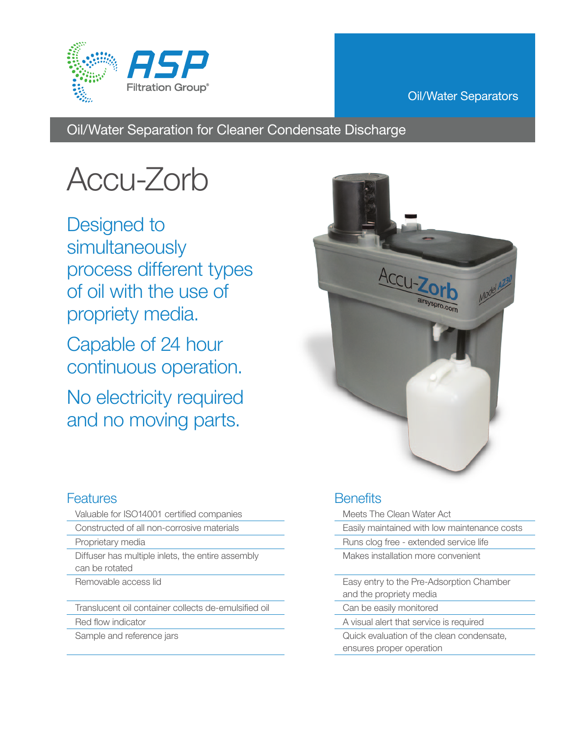ASP Filtration Group®

Oil/Water Separators

## Oil/Water Separation for Cleaner Condensate Discharge

# Accu-Zorb

Designed to simultaneously process different types of oil with the use of propriety media.

Capable of 24 hour continuous operation.

No electricity required and no moving parts.

### Features

- Valuable for ISO14001 certified companies
- Constructed of all non-corrosive materials
- Proprietary media
- Diffuser has multiple inlets, the entire assembly can be rotated
- Removable access lid
- Translucent oil container collects de-emulsified oil
- Red flow indicator
- Sample and reference jars

### Benefits

- Meets The Clean Water Act
- Easily maintained with low maintenance costs
- Runs clog free - extended service life
- Makes installation more convenient
- Easy entry to the Pre-Adsorption Chamber and the propriety media
- Can be easily monitored
- A visual alert that service is required
- Quick evaluation of the clean condensate, ensures proper operation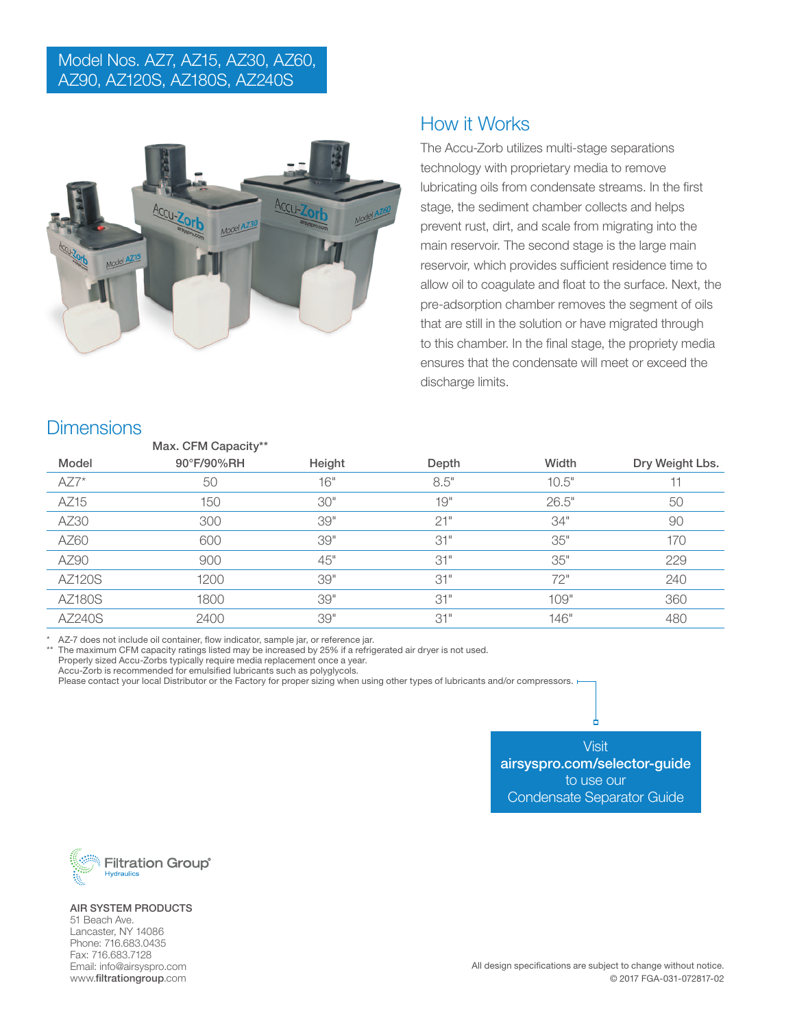Model Nos. AZ7, AZ15, AZ30, AZ60, AZ90, AZ120S, AZ180S, AZ240S

## How it Works

The Accu-Zorb utilizes multi-stage separations technology with proprietary media to remove lubricating oils from condensate streams. In the first stage, the sediment chamber collects and helps prevent rust, dirt, and scale from migrating into the main reservoir. The second stage is the large main reservoir, which provides sufficient residence time to allow oil to coagulate and float to the surface. Next, the pre-adsorption chamber removes the segment of oils that are still in the solution or have migrated through to this chamber. In the final stage, the propriety media ensures that the condensate will meet or exceed the discharge limits.

## Dimensions

| Model | Max. CFM Capacity** 90°F/90%RH | Height | Depth | Width | Dry Weight Lbs. |
|---|---|---|---|---|---|
| AZ7* | 50 | 16" | 8.5" | 10.5" | 11 |
| AZ15 | 150 | 30" | 19" | 26.5" | 50 |
| AZ30 | 300 | 39" | 21" | 34" | 90 |
| AZ60 | 600 | 39" | 31" | 35" | 170 |
| AZ90 | 900 | 45" | 31" | 35" | 229 |
| AZ120S | 1200 | 39" | 31" | 72" | 240 |
| AZ180S | 1800 | 39" | 31" | 109" | 360 |
| AZ240S | 2400 | 39" | 31" | 146" | 480 |

\* AZ-7 does not include oil container, flow indicator, sample jar, or reference jar.
** The maximum CFM capacity ratings listed may be increased by 25% if a refrigerated air dryer is not used.
Properly sized Accu-Zorbs typically require media replacement once a year.
Accu-Zorb is recommended for emulsified lubricants such as polyglycols.
Please contact your local Distributor or the Factory for proper sizing when using other types of lubricants and/or compressors.

Visit **airsyspro.com/selector-guide** to use our Condensate Separator Guide

Filtration Group® Hydraulics

**AIR SYSTEM PRODUCTS**
51 Beach Ave.
Lancaster, NY 14086
Phone: 716.683.0435
Fax: 716.683.7128
Email: info@airsyspro.com
www.**filtrationgroup**.com

All design specifications are subject to change without notice.
© 2017 FGA-031-072817-02